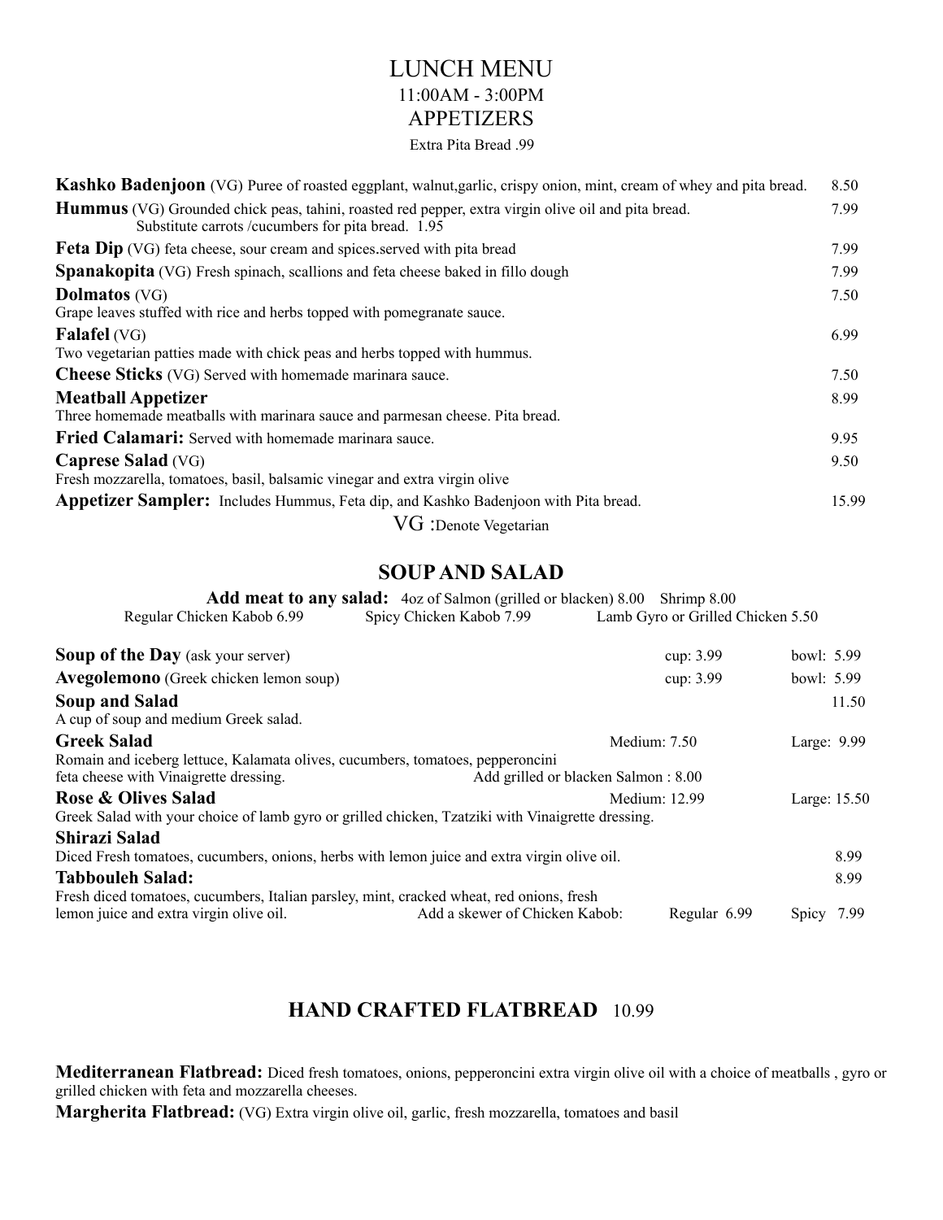# LUNCH MENU

11:00AM - 3:00PM

## APPETIZERS

Extra Pita Bread .99

**Kashko Badenjoon** (VG) Puree of roasted eggplant, walnut,garlic, crispy onion, mint, cream of whey and pita bread. 8.50

**Hummus** (VG) Grounded chick peas, tahini, roasted red pepper, extra virgin olive oil and pita bread. 7.99
Substitute carrots /cucumbers for pita bread. 1.95

**Feta Dip** (VG) feta cheese, sour cream and spices.served with pita bread 7.99

**Spanakopita** (VG) Fresh spinach, scallions and feta cheese baked in fillo dough 7.99

**Dolmatos** (VG) 7.50
Grape leaves stuffed with rice and herbs topped with pomegranate sauce.

**Falafel** (VG) 6.99
Two vegetarian patties made with chick peas and herbs topped with hummus.

**Cheese Sticks** (VG) Served with homemade marinara sauce. 7.50

**Meatball Appetizer** 8.99
Three homemade meatballs with marinara sauce and parmesan cheese. Pita bread.

**Fried Calamari:** Served with homemade marinara sauce. 9.95

**Caprese Salad** (VG) 9.50
Fresh mozzarella, tomatoes, basil, balsamic vinegar and extra virgin olive

**Appetizer Sampler:** Includes Hummus, Feta dip, and Kashko Badenjoon with Pita bread. 15.99

VG :Denote Vegetarian

## SOUP AND SALAD

**Add meat to any salad:** 4oz of Salmon (grilled or blacken) 8.00 Shrimp 8.00
Regular Chicken Kabob 6.99 Spicy Chicken Kabob 7.99 Lamb Gyro or Grilled Chicken 5.50

**Soup of the Day** (ask your server) cup: 3.99 bowl: 5.99

**Avegolemono** (Greek chicken lemon soup) cup: 3.99 bowl: 5.99

**Soup and Salad** 11.50
A cup of soup and medium Greek salad.

**Greek Salad** Medium: 7.50 Large: 9.99
Romain and iceberg lettuce, Kalamata olives, cucumbers, tomatoes, pepperoncini
feta cheese with Vinaigrette dressing. Add grilled or blacken Salmon : 8.00

**Rose & Olives Salad** Medium: 12.99 Large: 15.50
Greek Salad with your choice of lamb gyro or grilled chicken, Tzatziki with Vinaigrette dressing.

**Shirazi Salad** 8.99
Diced Fresh tomatoes, cucumbers, onions, herbs with lemon juice and extra virgin olive oil.

**Tabbouleh Salad:** 8.99
Fresh diced tomatoes, cucumbers, Italian parsley, mint, cracked wheat, red onions, fresh
lemon juice and extra virgin olive oil. Add a skewer of Chicken Kabob: Regular 6.99 Spicy 7.99

## HAND CRAFTED FLATBREAD 10.99

**Mediterranean Flatbread:** Diced fresh tomatoes, onions, pepperoncini extra virgin olive oil with a choice of meatballs , gyro or grilled chicken with feta and mozzarella cheeses.

**Margherita Flatbread:** (VG) Extra virgin olive oil, garlic, fresh mozzarella, tomatoes and basil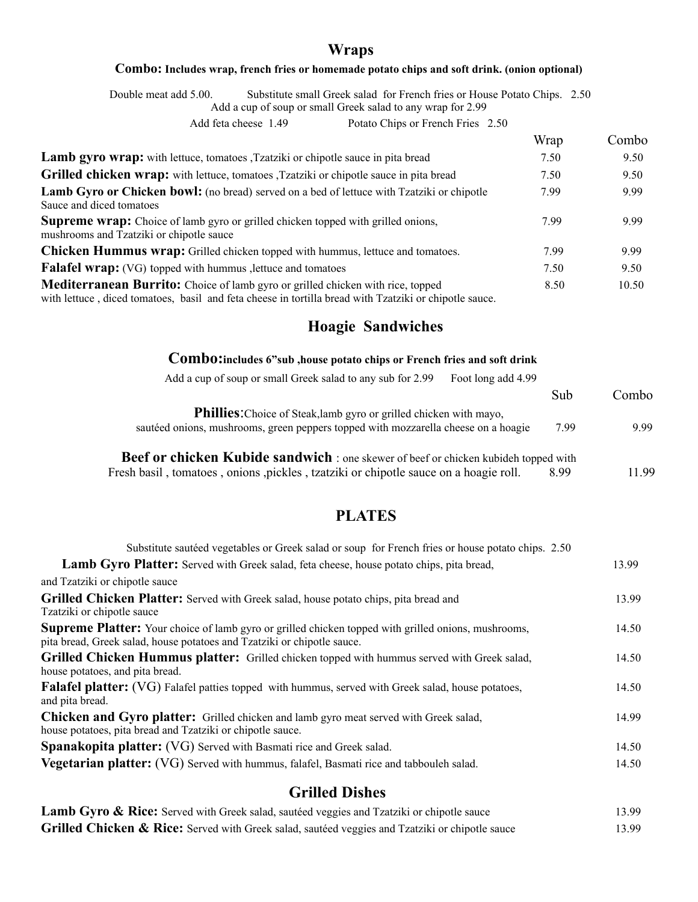## Wraps

**Combo:** **Includes wrap, french fries or homemade potato chips and soft drink. (onion optional)**

Double meat add 5.00. Substitute small Greek salad for French fries or House Potato Chips. 2.50
Add a cup of soup or small Greek salad to any wrap for 2.99
Add feta cheese 1.49 Potato Chips or French Fries 2.50

| | Wrap | Combo |
|---|---|---|
| **Lamb gyro wrap:** with lettuce, tomatoes ,Tzatziki or chipotle sauce in pita bread | 7.50 | 9.50 |
| **Grilled chicken wrap:** with lettuce, tomatoes ,Tzatziki or chipotle sauce in pita bread | 7.50 | 9.50 |
| **Lamb Gyro or Chicken bowl:** (no bread) served on a bed of lettuce with Tzatziki or chipotle Sauce and diced tomatoes | 7.99 | 9.99 |
| **Supreme wrap:** Choice of lamb gyro or grilled chicken topped with grilled onions, mushrooms and Tzatziki or chipotle sauce | 7.99 | 9.99 |
| **Chicken Hummus wrap:** Grilled chicken topped with hummus, lettuce and tomatoes. | 7.99 | 9.99 |
| **Falafel wrap:** (VG) topped with hummus ,lettuce and tomatoes | 7.50 | 9.50 |
| **Mediterranean Burrito:** Choice of lamb gyro or grilled chicken with rice, topped with lettuce , diced tomatoes, basil and feta cheese in tortilla bread with Tzatziki or chipotle sauce. | 8.50 | 10.50 |

## Hoagie Sandwiches

**Combo:includes 6"sub ,house potato chips or French fries and soft drink**

Add a cup of soup or small Greek salad to any sub for 2.99 Foot long add 4.99

| | Sub | Combo |
|---|---|---|
| **Phillies**:Choice of Steak,lamb gyro or grilled chicken with mayo, sautéed onions, mushrooms, green peppers topped with mozzarella cheese on a hoagie | 7.99 | 9.99 |
| **Beef or chicken Kubide sandwich** : one skewer of beef or chicken kubideh topped with Fresh basil , tomatoes , onions ,pickles , tzatziki or chipotle sauce on a hoagie roll. | 8.99 | 11.99 |

## PLATES

Substitute sautéed vegetables or Greek salad or soup for French fries or house potato chips. 2.50

| | |
|---|---|
| **Lamb Gyro Platter:** Served with Greek salad, feta cheese, house potato chips, pita bread, and Tzatziki or chipotle sauce | 13.99 |
| **Grilled Chicken Platter:** Served with Greek salad, house potato chips, pita bread and Tzatziki or chipotle sauce | 13.99 |
| **Supreme Platter:** Your choice of lamb gyro or grilled chicken topped with grilled onions, mushrooms, pita bread, Greek salad, house potatoes and Tzatziki or chipotle sauce. | 14.50 |
| **Grilled Chicken Hummus platter:** Grilled chicken topped with hummus served with Greek salad, house potatoes, and pita bread. | 14.50 |
| **Falafel platter:** (VG) Falafel patties topped with hummus, served with Greek salad, house potatoes, and pita bread. | 14.50 |
| **Chicken and Gyro platter:** Grilled chicken and lamb gyro meat served with Greek salad, house potatoes, pita bread and Tzatziki or chipotle sauce. | 14.99 |
| **Spanakopita platter:** (VG) Served with Basmati rice and Greek salad. | 14.50 |
| **Vegetarian platter:** (VG) Served with hummus, falafel, Basmati rice and tabbouleh salad. | 14.50 |

## Grilled Dishes

| | |
|---|---|
| **Lamb Gyro & Rice:** Served with Greek salad, sautéed veggies and Tzatziki or chipotle sauce | 13.99 |
| **Grilled Chicken & Rice:** Served with Greek salad, sautéed veggies and Tzatziki or chipotle sauce | 13.99 |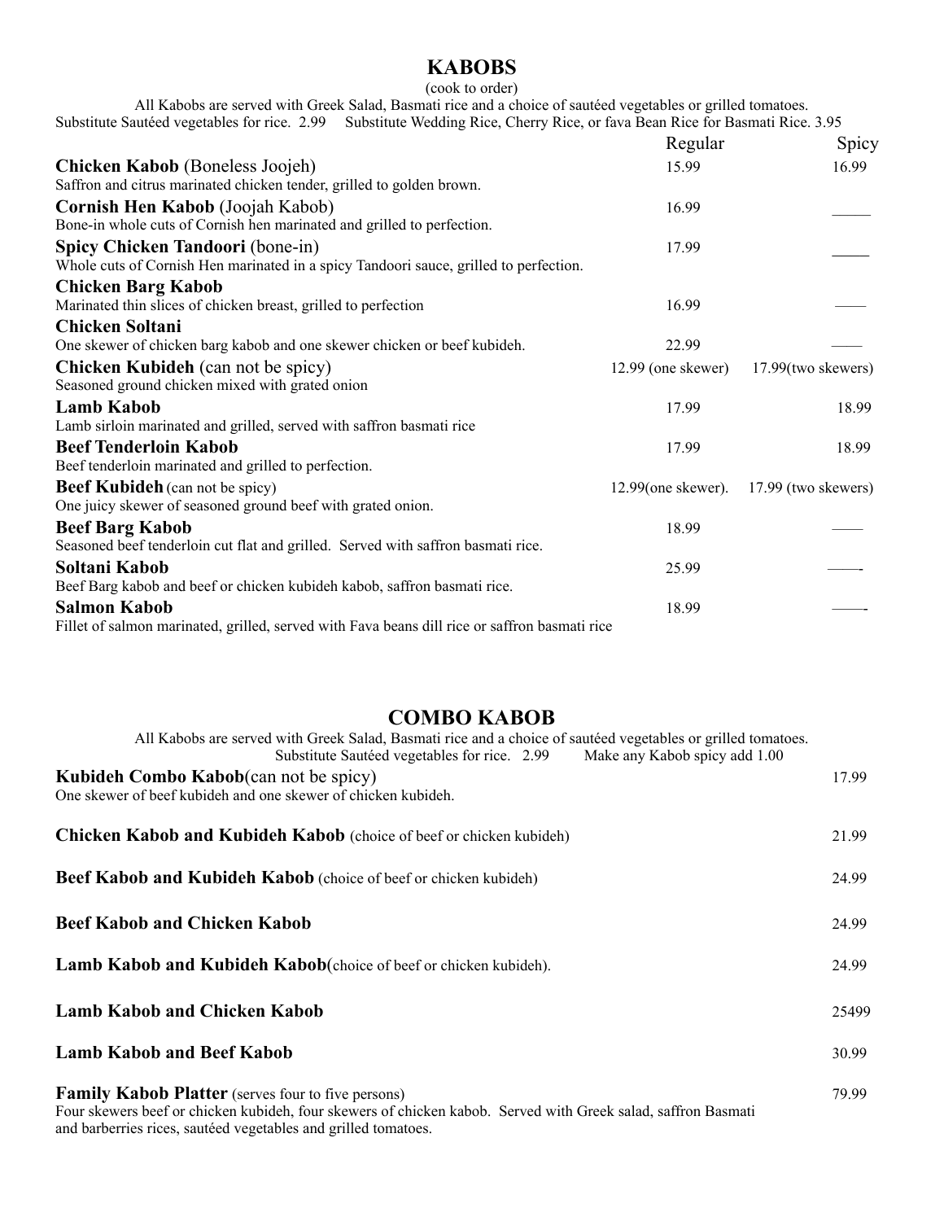## KABOBS

(cook to order)

All Kabobs are served with Greek Salad, Basmati rice and a choice of sautéed vegetables or grilled tomatoes.
Substitute Sautéed vegetables for rice. 2.99 Substitute Wedding Rice, Cherry Rice, or fava Bean Rice for Basmati Rice. 3.95

| | Regular | Spicy |
|---|---|---|
| **Chicken Kabob** (Boneless Joojeh)<br>Saffron and citrus marinated chicken tender, grilled to golden brown. | 15.99 | 16.99 |
| **Cornish Hen Kabob** (Joojah Kabob)<br>Bone-in whole cuts of Cornish hen marinated and grilled to perfection. | 16.99 | _____ |
| **Spicy Chicken Tandoori** (bone-in)<br>Whole cuts of Cornish Hen marinated in a spicy Tandoori sauce, grilled to perfection. | 17.99 | _____ |
| **Chicken Barg Kabob**<br>Marinated thin slices of chicken breast, grilled to perfection | 16.99 | —— |
| **Chicken Soltani**<br>One skewer of chicken barg kabob and one skewer chicken or beef kubideh. | 22.99 | —— |
| **Chicken Kubideh** (can not be spicy)<br>Seasoned ground chicken mixed with grated onion | 12.99 (one skewer) | 17.99(two skewers) |
| **Lamb Kabob**<br>Lamb sirloin marinated and grilled, served with saffron basmati rice | 17.99 | 18.99 |
| **Beef Tenderloin Kabob**<br>Beef tenderloin marinated and grilled to perfection. | 17.99 | 18.99 |
| **Beef Kubideh** (can not be spicy)<br>One juicy skewer of seasoned ground beef with grated onion. | 12.99(one skewer). | 17.99 (two skewers) |
| **Beef Barg Kabob**<br>Seasoned beef tenderloin cut flat and grilled. Served with saffron basmati rice. | 18.99 | —— |
| **Soltani Kabob**<br>Beef Barg kabob and beef or chicken kubideh kabob, saffron basmati rice. | 25.99 | ——- |
| **Salmon Kabob**<br>Fillet of salmon marinated, grilled, served with Fava beans dill rice or saffron basmati rice | 18.99 | ——- |

## COMBO KABOB

All Kabobs are served with Greek Salad, Basmati rice and a choice of sautéed vegetables or grilled tomatoes.
Substitute Sautéed vegetables for rice. 2.99 Make any Kabob spicy add 1.00

| Item | Price |
|---|---|
| **Kubideh Combo Kabob**(can not be spicy)<br>One skewer of beef kubideh and one skewer of chicken kubideh. | 17.99 |
| **Chicken Kabob and Kubideh Kabob** (choice of beef or chicken kubideh) | 21.99 |
| **Beef Kabob and Kubideh Kabob** (choice of beef or chicken kubideh) | 24.99 |
| **Beef Kabob and Chicken Kabob** | 24.99 |
| **Lamb Kabob and Kubideh Kabob**(choice of beef or chicken kubideh). | 24.99 |
| **Lamb Kabob and Chicken Kabob** | 25499 |
| **Lamb Kabob and Beef Kabob** | 30.99 |
| **Family Kabob Platter** (serves four to five persons)<br>Four skewers beef or chicken kubideh, four skewers of chicken kabob. Served with Greek salad, saffron Basmati and barberries rices, sautéed vegetables and grilled tomatoes. | 79.99 |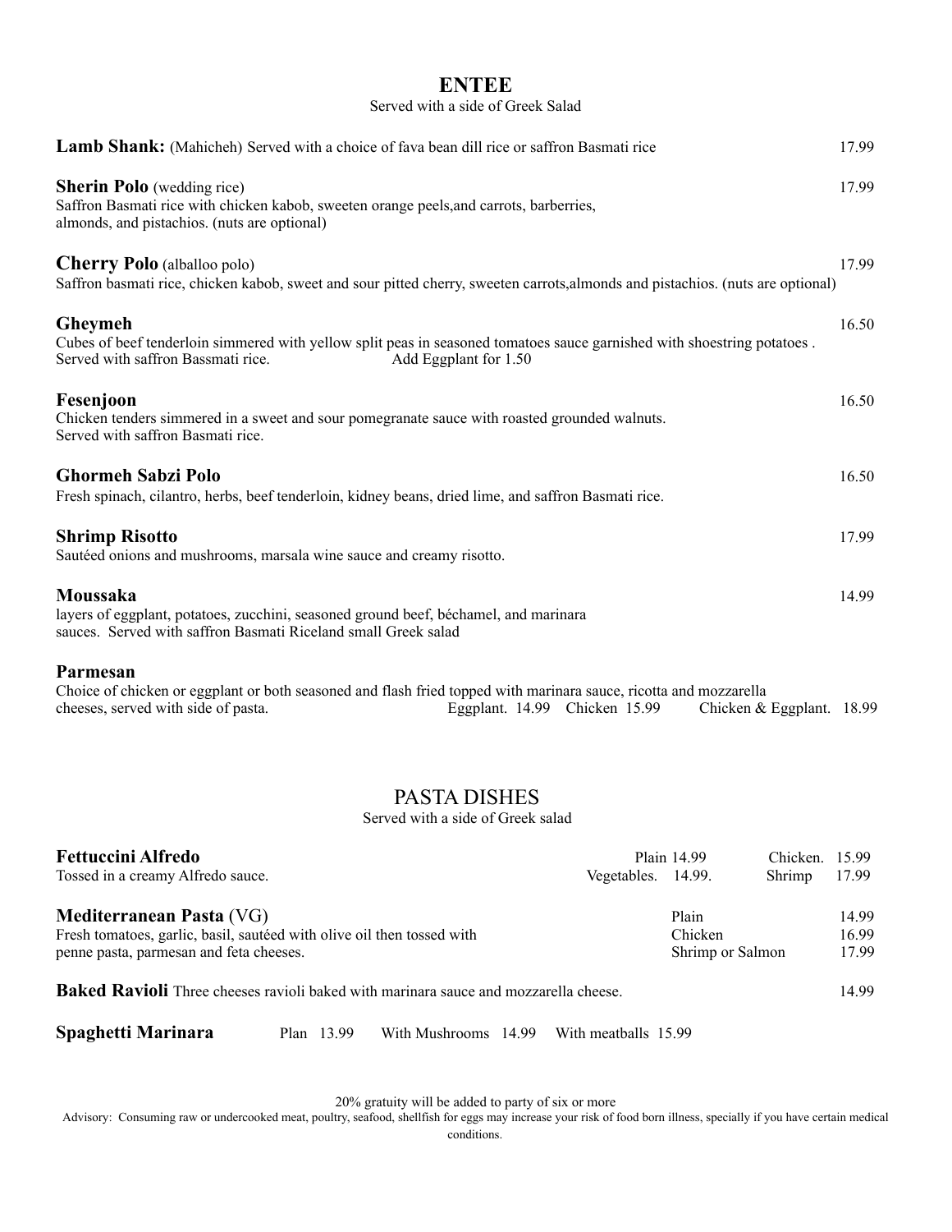# ENTEE

Served with a side of Greek Salad

**Lamb Shank:** (Mahicheh) Served with a choice of fava bean dill rice or saffron Basmati rice 17.99

**Sherin Polo** (wedding rice) 17.99
Saffron Basmati rice with chicken kabob, sweeten orange peels,and carrots, barberries, almonds, and pistachios. (nuts are optional)

**Cherry Polo** (alballoo polo) 17.99
Saffron basmati rice, chicken kabob, sweet and sour pitted cherry, sweeten carrots,almonds and pistachios. (nuts are optional)

**Gheymeh** 16.50
Cubes of beef tenderloin simmered with yellow split peas in seasoned tomatoes sauce garnished with shoestring potatoes . Served with saffron Bassmati rice. Add Eggplant for 1.50

**Fesenjoon** 16.50
Chicken tenders simmered in a sweet and sour pomegranate sauce with roasted grounded walnuts. Served with saffron Basmati rice.

**Ghormeh Sabzi Polo** 16.50
Fresh spinach, cilantro, herbs, beef tenderloin, kidney beans, dried lime, and saffron Basmati rice.

**Shrimp Risotto** 17.99
Sautéed onions and mushrooms, marsala wine sauce and creamy risotto.

**Moussaka** 14.99
layers of eggplant, potatoes, zucchini, seasoned ground beef, béchamel, and marinara sauces. Served with saffron Basmati Riceland small Greek salad

**Parmesan**
Choice of chicken or eggplant or both seasoned and flash fried topped with marinara sauce, ricotta and mozzarella cheeses, served with side of pasta. Eggplant. 14.99 Chicken 15.99 Chicken & Eggplant. 18.99

# PASTA DISHES

Served with a side of Greek salad

**Fettuccini Alfredo** Plain 14.99 Chicken. 15.99
Tossed in a creamy Alfredo sauce. Vegetables. 14.99. Shrimp 17.99

**Mediterranean Pasta** (VG)
Fresh tomatoes, garlic, basil, sautéed with olive oil then tossed with penne pasta, parmesan and feta cheeses.
Plain 14.99
Chicken 16.99
Shrimp or Salmon 17.99

**Baked Ravioli** Three cheeses ravioli baked with marinara sauce and mozzarella cheese. 14.99

**Spaghetti Marinara** Plan 13.99 With Mushrooms 14.99 With meatballs 15.99

20% gratuity will be added to party of six or more

Advisory: Consuming raw or undercooked meat, poultry, seafood, shellfish for eggs may increase your risk of food born illness, specially if you have certain medical conditions.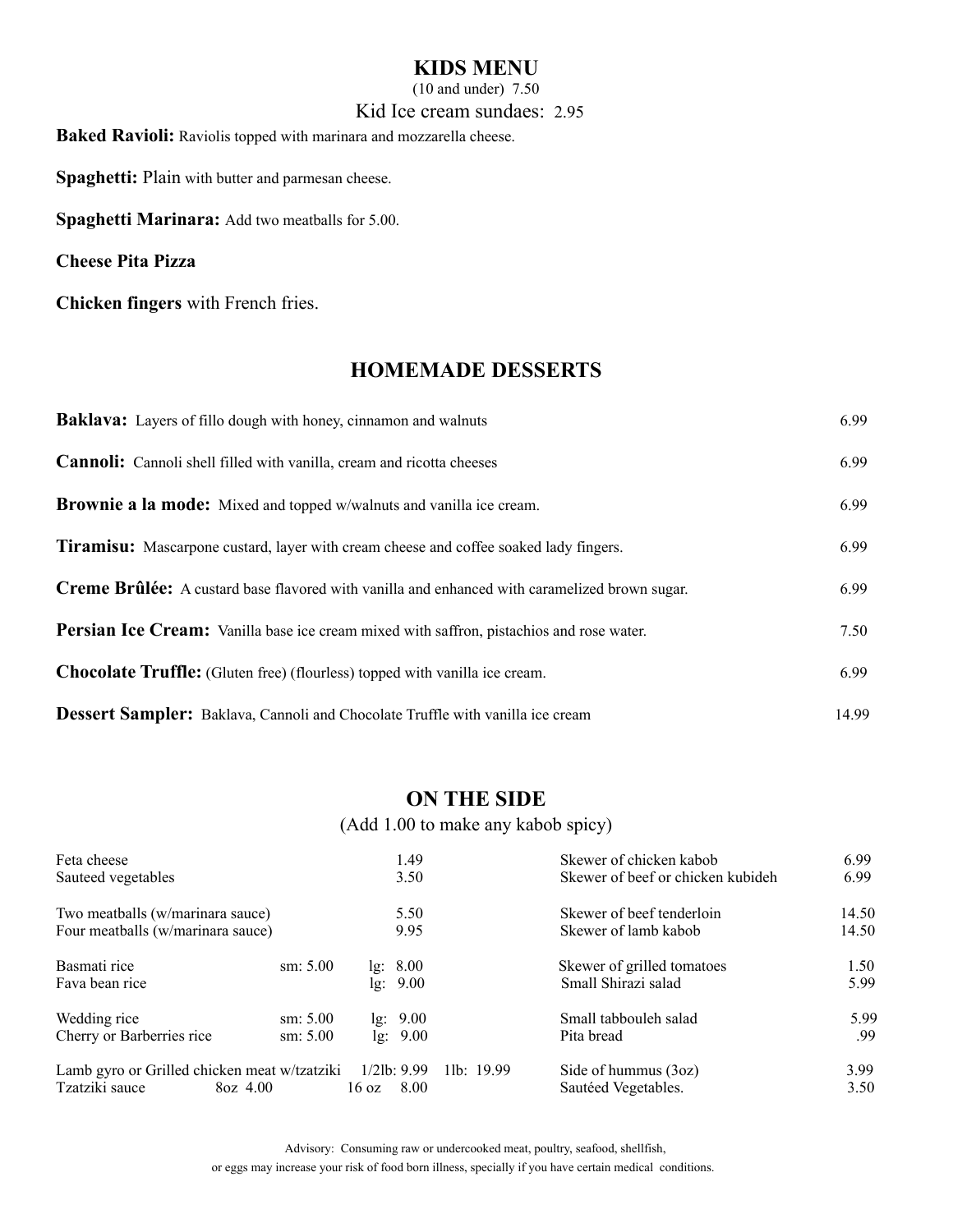## KIDS MENU

(10 and under) 7.50

Kid Ice cream sundaes: 2.95

**Baked Ravioli:** Raviolis topped with marinara and mozzarella cheese.

**Spaghetti:** Plain with butter and parmesan cheese.

**Spaghetti Marinara:** Add two meatballs for 5.00.

**Cheese Pita Pizza**

**Chicken fingers** with French fries.

## HOMEMADE DESSERTS

| | |
|---|---|
| **Baklava:** Layers of fillo dough with honey, cinnamon and walnuts | 6.99 |
| **Cannoli:** Cannoli shell filled with vanilla, cream and ricotta cheeses | 6.99 |
| **Brownie a la mode:** Mixed and topped w/walnuts and vanilla ice cream. | 6.99 |
| **Tiramisu:** Mascarpone custard, layer with cream cheese and coffee soaked lady fingers. | 6.99 |
| **Creme Brûlée:** A custard base flavored with vanilla and enhanced with caramelized brown sugar. | 6.99 |
| **Persian Ice Cream:** Vanilla base ice cream mixed with saffron, pistachios and rose water. | 7.50 |
| **Chocolate Truffle:** (Gluten free) (flourless) topped with vanilla ice cream. | 6.99 |
| **Dessert Sampler:** Baklava, Cannoli and Chocolate Truffle with vanilla ice cream | 14.99 |

## ON THE SIDE

(Add 1.00 to make any kabob spicy)

| | | | | | |
|---|---|---|---|---|---|
| Feta cheese | | 1.49 | | Skewer of chicken kabob | 6.99 |
| Sauteed vegetables | | 3.50 | | Skewer of beef or chicken kubideh | 6.99 |
| Two meatballs (w/marinara sauce) | | 5.50 | | Skewer of beef tenderloin | 14.50 |
| Four meatballs (w/marinara sauce) | | 9.95 | | Skewer of lamb kabob | 14.50 |
| Basmati rice | sm: 5.00 | lg: 8.00 | | Skewer of grilled tomatoes | 1.50 |
| Fava bean rice | | lg: 9.00 | | Small Shirazi salad | 5.99 |
| Wedding rice | sm: 5.00 | lg: 9.00 | | Small tabbouleh salad | 5.99 |
| Cherry or Barberries rice | sm: 5.00 | lg: 9.00 | | Pita bread | .99 |
| Lamb gyro or Grilled chicken meat w/tzatziki | | 1/2lb: 9.99 | 1lb: 19.99 | Side of hummus (3oz) | 3.99 |
| Tzatziki sauce | 8oz 4.00 | 16 oz 8.00 | | Sautéed Vegetables. | 3.50 |

Advisory: Consuming raw or undercooked meat, poultry, seafood, shellfish, or eggs may increase your risk of food born illness, specially if you have certain medical conditions.